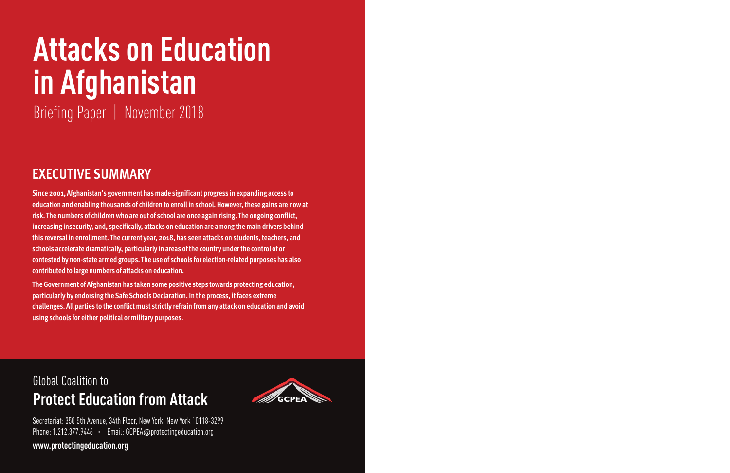# Attacks on Education in Afghanistan

Briefing Paper | November 2018

## EXECUTIVE SUMMARY

**Since 2001, Afghanistan's government has made significant progress in expanding access to education and enabling thousands of children to enroll in school. However, these gains are now at risk. The numbers of children who are out of school are once again rising. The ongoing conflict, increasing insecurity, and, specifically, attacks on education are among the main drivers behind this reversal in enrollment. The current year, 2018, has seen attacks on students, teachers, and schools accelerate dramatically, particularly in areas of the country under the control of or contested by non-state armed groups. The use of schools for election-related purposes has also contributed to large numbers of attacks on education.**

**The Government of Afghanistan has taken some positive steps towards protecting education, particularly by endorsing the Safe Schools Declaration. In the process, it faces extreme challenges. All parties to the conflict must strictly refrain from any attack on education and avoid using schools for either political or military purposes.**

Global Coalition to
**Protect Education from Attack**

GCPEA

Secretariat: 350 5th Avenue, 34th Floor, New York, New York 10118-3299
Phone: 1.212.377.9446 · Email: GCPEA@protectingeducation.org

**www.protectingeducation.org**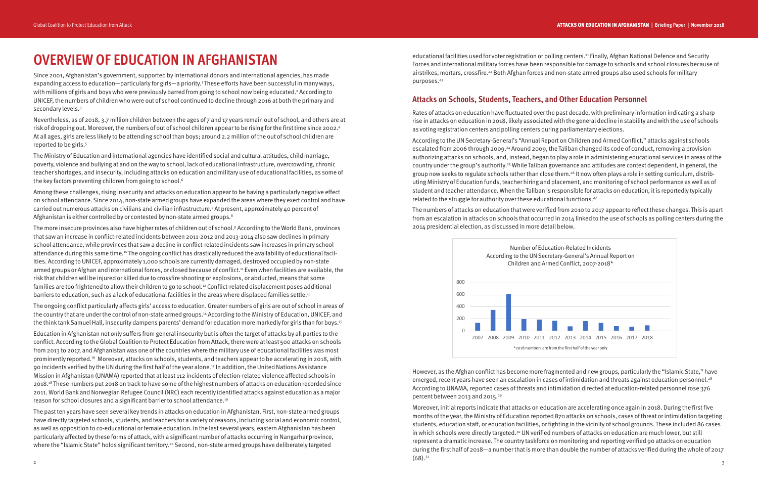# OVERVIEW OF EDUCATION IN AFGHANISTAN

Since 2001, Afghanistan's government, supported by international donors and international agencies, has made expanding access to education—particularly for girls—a priority.[1] These efforts have been successful in many ways, with millions of girls and boys who were previously barred from going to school now being educated.[2] According to UNICEF, the numbers of children who were out of school continued to decline through 2016 at both the primary and secondary levels.[3]

Nevertheless, as of 2018, 3.7 million children between the ages of 7 and 17 years remain out of school, and others are at risk of dropping out. Moreover, the numbers of out of school children appear to be rising for the first time since 2002.[4] At all ages, girls are less likely to be attending school than boys; around 2.2 million of the out of school children are reported to be girls.[5]

The Ministry of Education and international agencies have identified social and cultural attitudes, child marriage, poverty, violence and bullying at and on the way to school, lack of educational infrastructure, overcrowding, chronic teacher shortages, and insecurity, including attacks on education and military use of educational facilities, as some of the key factors preventing children from going to school.[6]

Among these challenges, rising insecurity and attacks on education appear to be having a particularly negative effect on school attendance. Since 2014, non-state armed groups have expanded the areas where they exert control and have carried out numerous attacks on civilians and civilian infrastructure.[7] At present, approximately 40 percent of Afghanistan is either controlled by or contested by non-state armed groups.[8]

The more insecure provinces also have higher rates of children out of school.[9] According to the World Bank, provinces that saw an increase in conflict-related incidents between 2011-2012 and 2013-2014 also saw declines in primary school attendance, while provinces that saw a decline in conflict-related incidents saw increases in primary school attendance during this same time.[10] The ongoing conflict has drastically reduced the availability of educational facilities. According to UNICEF, approximately 1,000 schools are currently damaged, destroyed occupied by non-state armed groups or Afghan and international forces, or closed because of conflict.[11] Even when facilities are available, the risk that children will be injured or killed due to crossfire shooting or explosions, or abducted, means that some families are too frightened to allow their children to go to school.[12] Conflict-related displacement poses additional barriers to education, such as a lack of educational facilities in the areas where displaced families settle.[13]

The ongoing conflict particularly affects girls' access to education. Greater numbers of girls are out of school in areas of the country that are under the control of non-state armed groups.[14] According to the Ministry of Education, UNICEF, and the think tank Samuel Hall, insecurity dampens parents' demand for education more markedly for girls than for boys.[15]

Education in Afghanistan not only suffers from general insecurity but is often the target of attacks by all parties to the conflict. According to the Global Coalition to Protect Education from Attack, there were at least 500 attacks on schools from 2013 to 2017, and Afghanistan was one of the countries where the military use of educational facilities was most prominently reported.[16] Moreover, attacks on schools, students, and teachers appear to be accelerating in 2018, with 90 incidents verified by the UN during the first half of the year alone.[17] In addition, the United Nations Assistance Mission in Afghanistan (UNAMA) reported that at least 112 incidents of election-related violence affected schools in 2018.[18] These numbers put 2018 on track to have some of the highest numbers of attacks on education recorded since 2011. World Bank and Norwegian Refugee Council (NRC) each recently identified attacks against education as a major reason for school closures and a significant barrier to school attendance.[19]

The past ten years have seen several key trends in attacks on education in Afghanistan. First, non-state armed groups have directly targeted schools, students, and teachers for a variety of reasons, including social and economic control, as well as opposition to co-educational or female education. In the last several years, eastern Afghanistan has been particularly affected by these forms of attack, with a significant number of attacks occurring in Nangarhar province, where the "Islamic State" holds significant territory.[20] Second, non-state armed groups have deliberately targeted educational facilities used for voter registration or polling centers.[21] Finally, Afghan National Defence and Security Forces and international military forces have been responsible for damage to schools and school closures because of airstrikes, mortars, crossfire.[22] Both Afghan forces and non-state armed groups also used schools for military purposes.[23]

## Attacks on Schools, Students, Teachers, and Other Education Personnel

Rates of attacks on education have fluctuated over the past decade, with preliminary information indicating a sharp rise in attacks on education in 2018, likely associated with the general decline in stability and with the use of schools as voting registration centers and polling centers during parliamentary elections.

According to the UN Secretary-General's "Annual Report on Children and Armed Conflict," attacks against schools escalated from 2006 through 2009.[24] Around 2009, the Taliban changed its code of conduct, removing a provision authorizing attacks on schools, and, instead, began to play a role in administering educational services in areas of the country under the group's authority.[25] While Taliban governance and attitudes are context dependent, in general, the group now seeks to regulate schools rather than close them.[26] It now often plays a role in setting curriculum, distributing Ministry of Education funds, teacher hiring and placement, and monitoring of school performance as well as of student and teacher attendance. When the Taliban is responsible for attacks on education, it is reportedly typically related to the struggle for authority over these educational functions.[27]

The numbers of attacks on education that were verified from 2010 to 2017 appear to reflect these changes. This is apart from an escalation in attacks on schools that occurred in 2014 linked to the use of schools as polling centers during the 2014 presidential election, as discussed in more detail below.

Number of Education-Related Incidents According to the UN Secretary-General's Annual Report on Children and Armed Conflict, 2007-2018*

*2018 numbers are from the first half of the year only

However, as the Afghan conflict has become more fragmented and new groups, particularly the "Islamic State," have emerged, recent years have seen an escalation in cases of intimidation and threats against education personnel.[28] According to UNAMA, reported cases of threats and intimidation directed at education-related personnel rose 376 percent between 2013 and 2015.[29]

Moreover, initial reports indicate that attacks on education are accelerating once again in 2018. During the first five months of the year, the Ministry of Education reported 870 attacks on schools, cases of threat or intimidation targeting students, education staff, or education facilities, or fighting in the vicinity of school grounds. These included 86 cases in which schools were directly targeted.[30] UN verified numbers of attacks on education are much lower, but still represent a dramatic increase. The country taskforce on monitoring and reporting verified 90 attacks on education during the first half of 2018—a number that is more than double the number of attacks verified during the whole of 2017 (68).[31]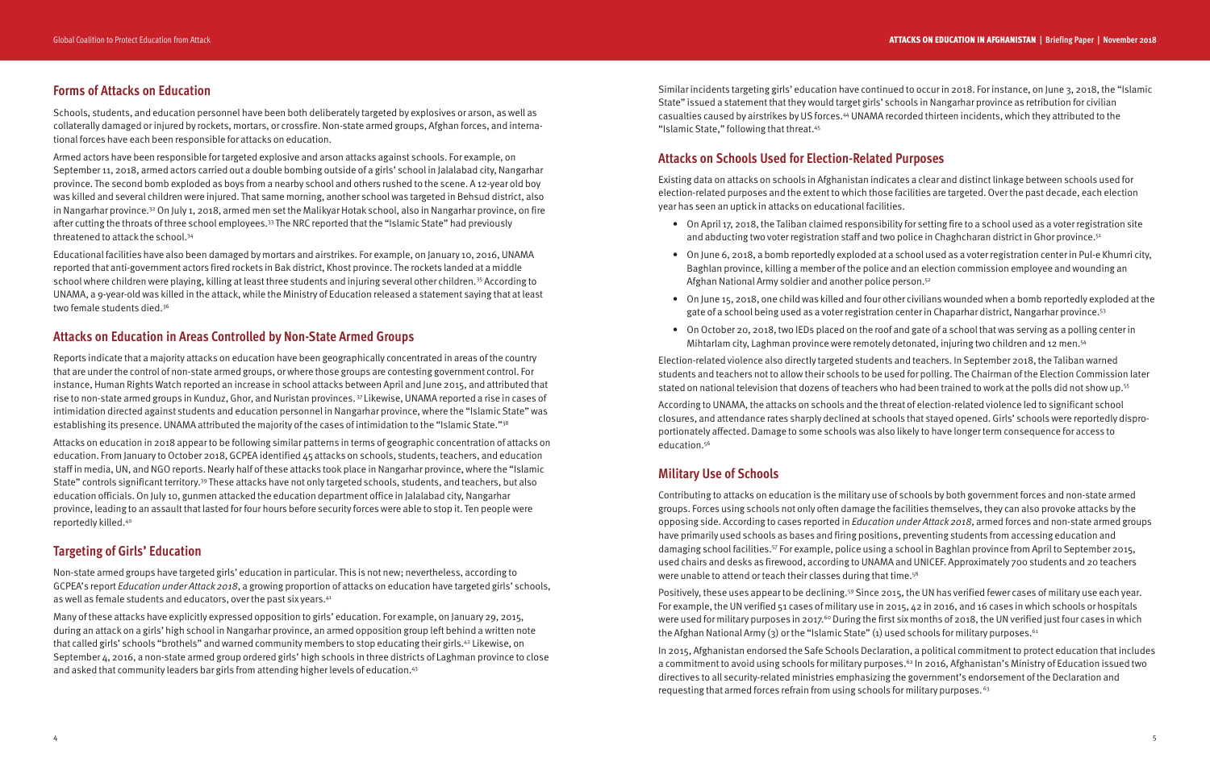## Forms of Attacks on Education

Schools, students, and education personnel have been both deliberately targeted by explosives or arson, as well as collaterally damaged or injured by rockets, mortars, or crossfire. Non-state armed groups, Afghan forces, and international forces have each been responsible for attacks on education.

Armed actors have been responsible for targeted explosive and arson attacks against schools. For example, on September 11, 2018, armed actors carried out a double bombing outside of a girls' school in Jalalabad city, Nangarhar province. The second bomb exploded as boys from a nearby school and others rushed to the scene. A 12-year old boy was killed and several children were injured. That same morning, another school was targeted in Behsud district, also in Nangarhar province.[32] On July 1, 2018, armed men set the Malikyar Hotak school, also in Nangarhar province, on fire after cutting the throats of three school employees.[33] The NRC reported that the "Islamic State" had previously threatened to attack the school.[34]

Educational facilities have also been damaged by mortars and airstrikes. For example, on January 10, 2016, UNAMA reported that anti-government actors fired rockets in Bak district, Khost province. The rockets landed at a middle school where children were playing, killing at least three students and injuring several other children.[35] According to UNAMA, a 9-year-old was killed in the attack, while the Ministry of Education released a statement saying that at least two female students died.[36]

## Attacks on Education in Areas Controlled by Non-State Armed Groups

Reports indicate that a majority attacks on education have been geographically concentrated in areas of the country that are under the control of non-state armed groups, or where those groups are contesting government control. For instance, Human Rights Watch reported an increase in school attacks between April and June 2015, and attributed that rise to non-state armed groups in Kunduz, Ghor, and Nuristan provinces.[37] Likewise, UNAMA reported a rise in cases of intimidation directed against students and education personnel in Nangarhar province, where the "Islamic State" was establishing its presence. UNAMA attributed the majority of the cases of intimidation to the "Islamic State."[38]

Attacks on education in 2018 appear to be following similar patterns in terms of geographic concentration of attacks on education. From January to October 2018, GCPEA identified 45 attacks on schools, students, teachers, and education staff in media, UN, and NGO reports. Nearly half of these attacks took place in Nangarhar province, where the "Islamic State" controls significant territory.[39] These attacks have not only targeted schools, students, and teachers, but also education officials. On July 10, gunmen attacked the education department office in Jalalabad city, Nangarhar province, leading to an assault that lasted for four hours before security forces were able to stop it. Ten people were reportedly killed.[40]

## Targeting of Girls' Education

Non-state armed groups have targeted girls' education in particular. This is not new; nevertheless, according to GCPEA's report *Education under Attack 2018*, a growing proportion of attacks on education have targeted girls' schools, as well as female students and educators, over the past six years.[41]

Many of these attacks have explicitly expressed opposition to girls' education. For example, on January 29, 2015, during an attack on a girls' high school in Nangarhar province, an armed opposition group left behind a written note that called girls' schools "brothels" and warned community members to stop educating their girls.[42] Likewise, on September 4, 2016, a non-state armed group ordered girls' high schools in three districts of Laghman province to close and asked that community leaders bar girls from attending higher levels of education.[43]

Similar incidents targeting girls' education have continued to occur in 2018. For instance, on June 3, 2018, the "Islamic State" issued a statement that they would target girls' schools in Nangarhar province as retribution for civilian casualties caused by airstrikes by US forces.[44] UNAMA recorded thirteen incidents, which they attributed to the "Islamic State," following that threat.[45]

## Attacks on Schools Used for Election-Related Purposes

Existing data on attacks on schools in Afghanistan indicates a clear and distinct linkage between schools used for election-related purposes and the extent to which those facilities are targeted. Over the past decade, each election year has seen an uptick in attacks on educational facilities.

- On April 17, 2018, the Taliban claimed responsibility for setting fire to a school used as a voter registration site and abducting two voter registration staff and two police in Chaghcharan district in Ghor province.[51]
- On June 6, 2018, a bomb reportedly exploded at a school used as a voter registration center in Pul-e Khumri city, Baghlan province, killing a member of the police and an election commission employee and wounding an Afghan National Army soldier and another police person.[52]
- On June 15, 2018, one child was killed and four other civilians wounded when a bomb reportedly exploded at the gate of a school being used as a voter registration center in Chaparhar district, Nangarhar province.[53]
- On October 20, 2018, two IEDs placed on the roof and gate of a school that was serving as a polling center in Mihtarlam city, Laghman province were remotely detonated, injuring two children and 12 men.[54]

Election-related violence also directly targeted students and teachers. In September 2018, the Taliban warned students and teachers not to allow their schools to be used for polling. The Chairman of the Election Commission later stated on national television that dozens of teachers who had been trained to work at the polls did not show up.[55]

According to UNAMA, the attacks on schools and the threat of election-related violence led to significant school closures, and attendance rates sharply declined at schools that stayed opened. Girls' schools were reportedly disproportionately affected. Damage to some schools was also likely to have longer term consequence for access to education.[56]

## Military Use of Schools

Contributing to attacks on education is the military use of schools by both government forces and non-state armed groups. Forces using schools not only often damage the facilities themselves, they can also provoke attacks by the opposing side. According to cases reported in *Education under Attack 2018*, armed forces and non-state armed groups have primarily used schools as bases and firing positions, preventing students from accessing education and damaging school facilities.[57] For example, police using a school in Baghlan province from April to September 2015, used chairs and desks as firewood, according to UNAMA and UNICEF. Approximately 700 students and 20 teachers were unable to attend or teach their classes during that time.[58]

Positively, these uses appear to be declining.[59] Since 2015, the UN has verified fewer cases of military use each year. For example, the UN verified 51 cases of military use in 2015, 42 in 2016, and 16 cases in which schools or hospitals were used for military purposes in 2017.[60] During the first six months of 2018, the UN verified just four cases in which the Afghan National Army (3) or the "Islamic State" (1) used schools for military purposes.[61]

In 2015, Afghanistan endorsed the Safe Schools Declaration, a political commitment to protect education that includes a commitment to avoid using schools for military purposes.[62] In 2016, Afghanistan's Ministry of Education issued two directives to all security-related ministries emphasizing the government's endorsement of the Declaration and requesting that armed forces refrain from using schools for military purposes.[63]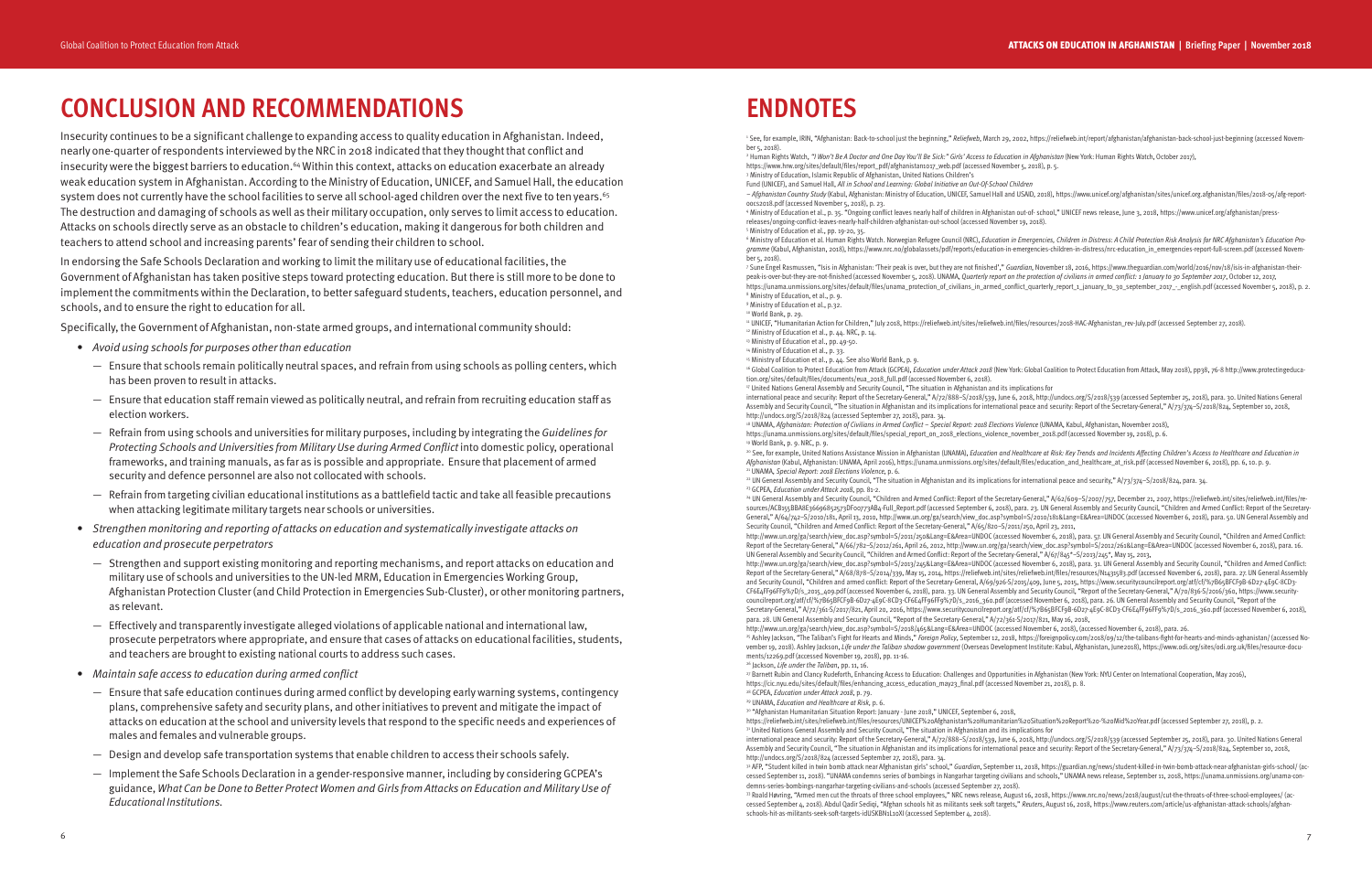# CONCLUSION AND RECOMMENDATIONS

Insecurity continues to be a significant challenge to expanding access to quality education in Afghanistan. Indeed, nearly one-quarter of respondents interviewed by the NRC in 2018 indicated that they thought that conflict and insecurity were the biggest barriers to education.[64] Within this context, attacks on education exacerbate an already weak education system in Afghanistan. According to the Ministry of Education, UNICEF, and Samuel Hall, the education system does not currently have the school facilities to serve all school-aged children over the next five to ten years.[65] The destruction and damaging of schools as well as their military occupation, only serves to limit access to education. Attacks on schools directly serve as an obstacle to children's education, making it dangerous for both children and teachers to attend school and increasing parents' fear of sending their children to school.

In endorsing the Safe Schools Declaration and working to limit the military use of educational facilities, the Government of Afghanistan has taken positive steps toward protecting education. But there is still more to be done to implement the commitments within the Declaration, to better safeguard students, teachers, education personnel, and schools, and to ensure the right to education for all.

Specifically, the Government of Afghanistan, non-state armed groups, and international community should:

- *Avoid using schools for purposes other than education*
  - Ensure that schools remain politically neutral spaces, and refrain from using schools as polling centers, which has been proven to result in attacks.
  - Ensure that education staff remain viewed as politically neutral, and refrain from recruiting education staff as election workers.
  - Refrain from using schools and universities for military purposes, including by integrating the *Guidelines for Protecting Schools and Universities from Military Use during Armed Conflict* into domestic policy, operational frameworks, and training manuals, as far as is possible and appropriate. Ensure that placement of armed security and defence personnel are also not collocated with schools.
  - Refrain from targeting civilian educational institutions as a battlefield tactic and take all feasible precautions when attacking legitimate military targets near schools or universities.
- *Strengthen monitoring and reporting of attacks on education and systematically investigate attacks on education and prosecute perpetrators*
  - Strengthen and support existing monitoring and reporting mechanisms, and report attacks on education and military use of schools and universities to the UN-led MRM, Education in Emergencies Working Group, Afghanistan Protection Cluster (and Child Protection in Emergencies Sub-Cluster), or other monitoring partners, as relevant.
  - Effectively and transparently investigate alleged violations of applicable national and international law, prosecute perpetrators where appropriate, and ensure that cases of attacks on educational facilities, students, and teachers are brought to existing national courts to address such cases.
- *Maintain safe access to education during armed conflict*
  - Ensure that safe education continues during armed conflict by developing early warning systems, contingency plans, comprehensive safety and security plans, and other initiatives to prevent and mitigate the impact of attacks on education at the school and university levels that respond to the specific needs and experiences of males and females and vulnerable groups.
  - Design and develop safe transportation systems that enable children to access their schools safely.
  - Implement the Safe Schools Declaration in a gender-responsive manner, including by considering GCPEA's guidance, *What Can be Done to Better Protect Women and Girls from Attacks on Education and Military Use of Educational Institutions.*

# ENDNOTES

[1] See, for example, IRIN, "Afghanistan: Back-to-school just the beginning," *Reliefweb*, March 29, 2002, https://reliefweb.int/report/afghanistan/afghanistan-back-school-just-beginning (accessed November 5, 2018).

[2] Human Rights Watch, *"I Won't Be A Doctor and One Day You'll Be Sick:" Girls' Access to Education in Afghanistan* (New York: Human Rights Watch, October 2017), https://www.hrw.org/sites/default/files/report_pdf/afghanistan1017_web.pdf (accessed November 5, 2018), p. 5.

[3] Ministry of Education, Islamic Republic of Afghanistan, United Nations Children's Fund (UNICEF), and Samuel Hall, *All in School and Learning: Global Initiative on Out-Of-School Children – Afghanistan Country Study* (Kabul, Afghanistan: Ministry of Education, UNICEF, Samuel Hall and USAID, 2018), https://www.unicef.org/afghanistan/sites/unicef.org.afghanistan/files/2018-05/afg-report-oocs2018.pdf (accessed November 5, 2018), p. 23.

[4] Ministry of Education et al., p. 35. "Ongoing conflict leaves nearly half of children in Afghanistan out-of- school," UNICEF news release, June 3, 2018, https://www.unicef.org/afghanistan/press-releases/ongoing-conflict-leaves-nearly-half-children-afghanistan-out-school (accessed November 19, 2018).

[5] Ministry of Education et al., pp. 19-20, 35.

[6] Ministry of Education et al. Human Rights Watch. Norwegian Refugee Council (NRC), *Education in Emergencies, Children in Distress: A Child Protection Risk Analysis for NRC Afghanistan's Education Programme* (Kabul, Afghanistan, 2018), https://www.nrc.no/globalassets/pdf/reports/education-in-emergencies-children-in-distress/nrc-education_in_emergencies-report-full-screen.pdf (accessed November 5, 2018).

[7] Sune Engel Rasmussen, "Isis in Afghanistan: 'Their peak is over, but they are not finished'," *Guardian*, November 18, 2016, https://www.theguardian.com/world/2016/nov/18/isis-in-afghanistan-their-peak-is-over-but-they-are-not-finished (accessed November 5, 2018). UNAMA, *Quarterly report on the protection of civilians in armed conflict: 1 January to 30 September 2017*, October 12, 2017, https://unama.unmissions.org/sites/default/files/unama_protection_of_civilians_in_armed_conflict_quarterly_report_1_january_to_30_september_2017_-_english.pdf (accessed November 5, 2018), p. 2.

[8] Ministry of Education, et al., p. 9.

[9] Ministry of Education et al., p.32.

[10] World Bank, p. 29.

[11] UNICEF, "Humanitarian Action for Children," July 2018, https://reliefweb.int/sites/reliefweb.int/files/resources/2018-HAC-Afghanistan_rev-July.pdf (accessed September 27, 2018).

[12] Ministry of Education et al., p. 44. NRC, p. 14.

[13] Ministry of Education et al., pp. 49-50.

[14] Ministry of Education et al., p. 33.

[15] Ministry of Education et al., p. 44. See also World Bank, p. 9.

[16] Global Coalition to Protect Education from Attack (GCPEA), *Education under Attack 2018* (New York: Global Coalition to Protect Education from Attack, May 2018), pp38, 76-8 http://www.protectingeducation.org/sites/default/files/documents/eua_2018_full.pdf (accessed November 6, 2018).

[17] United Nations General Assembly and Security Council, "The situation in Afghanistan and its implications for international peace and security: Report of the Secretary-General," A/72/888–S/2018/539, June 6, 2018, http://undocs.org/S/2018/539 (accessed September 25, 2018), para. 30. United Nations General Assembly and Security Council, "The situation in Afghanistan and its implications for international peace and security: Report of the Secretary-General," A/73/374–S/2018/824, September 10, 2018, http://undocs.org/S/2018/824 (accessed September 27, 2018), para. 34.

[18] UNAMA, *Afghanistan: Protection of Civilians in Armed Conflict – Special Report: 2018 Elections Violence* (UNAMA, Kabul, Afghanistan, November 2018), https://unama.unmissions.org/sites/default/files/special_report_on_2018_elections_violence_november_2018.pdf (accessed November 19, 2018), p. 6.

[19] World Bank, p. 9. NRC, p. 9.

[20] See, for example, United Nations Assistance Mission in Afghanistan (UNAMA), *Education and Healthcare at Risk: Key Trends and Incidents Affecting Children's Access to Healthcare and Education in Afghanistan* (Kabul, Afghanistan: UNAMA, April 2016), https://unama.unmissions.org/sites/default/files/education_and_healthcare_at_risk.pdf (accessed November 6, 2018), pp. 6, 10. p. 9.

[21] UNAMA, *Special Report: 2018 Elections Violence*, p. 6.

[22] UN General Assembly and Security Council, "The situation in Afghanistan and its implications for international peace and security," A/73/374–S/2018/824, para. 34.

[23] GCPEA, *Education under Attack 2018*, pp. 81-2.

[24] UN General Assembly and Security Council, "Children and Armed Conflict: Report of the Secretary-General," A/62/609–S/2007/757, December 21, 2007, https://reliefweb.int/sites/reliefweb.int/files/resources/ACB155BBA8E36696852573DF00773AB4-Full_Report.pdf (accessed September 6, 2018), para. 23. UN General Assembly and Security Council, "Children and Armed Conflict: Report of the Secretary-General," A/64/742–S/2010/181, April 13, 2010, http://www.un.org/ga/search/view_doc.asp?symbol=S/2010/181&Lang=E&Area=UNDOC (accessed November 6, 2018), para. 50. UN General Assembly and Security Council, "Children and Armed Conflict: Report of the Secretary-General," A/65/820–S/2011/250, April 23, 2011, http://www.un.org/ga/search/view_doc.asp?symbol=S/2011/250&Lang=E&Area=UNDOC (accessed November 6, 2018), para. 57. UN General Assembly and Security Council, "Children and Armed Conflict: Report of the Secretary-General," A/66/782–S/2012/261, April 26, 2012, http://www.un.org/ga/search/view_doc.asp?symbol=S/2012/261&Lang=E&Area=UNDOC (accessed November 6, 2018), para. 16. UN General Assembly and Security Council, "Children and Armed Conflict: Report of the Secretary-General," A/67/845*–S/2013/245*, May 15, 2013, http://www.un.org/ga/search/view_doc.asp?symbol=S/2013/245&Lang=E&Area=UNDOC (accessed November 6, 2018), para. 31. UN General Assembly and Security Council, "Children and Armed Conflict: Report of the Secretary-General," A/68/878–S/2014/339, May 15, 2014, https://reliefweb.int/sites/reliefweb.int/files/resources/N1431583.pdf (accessed November 6, 2018), para. 27. UN General Assembly and Security Council, "Children and armed conflict: Report of the Secretary-General, A/69/926-S/2015/409, June 5, 2015, https://www.securitycouncilreport.org/atf/cf/%7B65BFCF9B-6D27-4E9C-8CD3-CF6E4FF96FF9%7D/s_2015_409.pdf (accessed November 6, 2018), para. 33. UN General Assembly and Security Council, "Report of the Secretary-General," A/70/836-S/2016/360, https://www.securitycouncilreport.org/atf/cf/%7B65BFCF9B-6D27-4E9C-8CD3-CF6E4FF96FF9%7D/s_2016_360.pdf (accessed November 6, 2018), para. 26. UN General Assembly and Security Council, "Report of the Secretary-General," A/72/361-S/2017/821, April 20, 2016, https://www.securitycouncilreport.org/atf/cf/%7B65BFCF9B-6D27-4E9C-8CD3-CF6E4FF96FF9%7D/s_2016_360.pdf (accessed November 6, 2018), para. 28. UN General Assembly and Security Council, "Report of the Secretary-General," A/72/361-S/2017/821, May 16, 2018, http://www.un.org/ga/search/view_doc.asp?symbol=S/2018/465&Lang=E&Area=UNDOC (accessed November 6, 2018), (accessed November 6, 2018), para. 26.

[25] Ashley Jackson, "The Taliban's Fight for Hearts and Minds," *Foreign Policy*, September 12, 2018, https://foreignpolicy.com/2018/09/12/the-talibans-fight-for-hearts-and-minds-aghanistan/ (accessed November 19, 2018). Ashley Jackson, *Life under the Taliban shadow government* (Overseas Development Institute: Kabul, Afghanistan, June2018), https://www.odi.org/sites/odi.org.uk/files/resource-documents/12269.pdf (accessed November 19, 2018), pp. 11-16.

[26] Jackson, *Life under the Taliban*, pp. 11, 16.

[27] Barnett Rubin and Clancy Rudeforth, Enhancing Access to Education: Challenges and Opportunities in Afghanistan (New York: NYU Center on International Cooperation, May 2016), https://cic.nyu.edu/sites/default/files/enhancing_access_education_may23_final.pdf (accessed November 21, 2018), p. 8.

[28] GCPEA, *Education under Attack 2018*, p. 79.

[29] UNAMA, *Education and Healthcare at Risk*, p. 6.

[30] "Afghanistan Humanitarian Situation Report: January - June 2018," UNICEF, September 6, 2018, https://reliefweb.int/sites/reliefweb.int/files/resources/UNICEF%20Afghanistan%20Humanitarian%20Situation%20Report%20-%20Mid%20Year.pdf (accessed September 27, 2018), p. 2.

[31] United Nations General Assembly and Security Council, "The situation in Afghanistan and its implications for international peace and security: Report of the Secretary-General," A/72/888–S/2018/539, June 6, 2018, http://undocs.org/S/2018/539 (accessed September 25, 2018), para. 30. United Nations General Assembly and Security Council, "The situation in Afghanistan and its implications for international peace and security: Report of the Secretary-General," A/73/374–S/2018/824, September 10, 2018, http://undocs.org/S/2018/824 (accessed September 27, 2018), para. 34.

[32] AFP, "Student killed in twin bomb attack near Afghanistan girls' school," *Guardian*, September 11, 2018, https://guardian.ng/news/student-killed-in-twin-bomb-attack-near-afghanistan-girls-school/ (accessed September 11, 2018). "UNAMA condemns series of bombings in Nangarhar targeting civilians and schools," UNAMA news release, September 11, 2018, https://unama.unmissions.org/unama-condemns-series-bombings-nangarhar-targeting-civilians-and-schools (accessed September 27, 2018).

[33] Roald Høvring, "Armed men cut the throats of three school employees," NRC news release, August 16, 2018, https://www.nrc.no/news/2018/august/cut-the-throats-of-three-school-employees/ (accessed September 4, 2018). Abdul Qadir Sediqi, "Afghan schools hit as militants seek soft targets," *Reuters*, August 16, 2018, https://www.reuters.com/article/us-afghanistan-attack-schools/afghan-schools-hit-as-militants-seek-soft-targets-idUSKBN1L10XI (accessed September 4, 2018).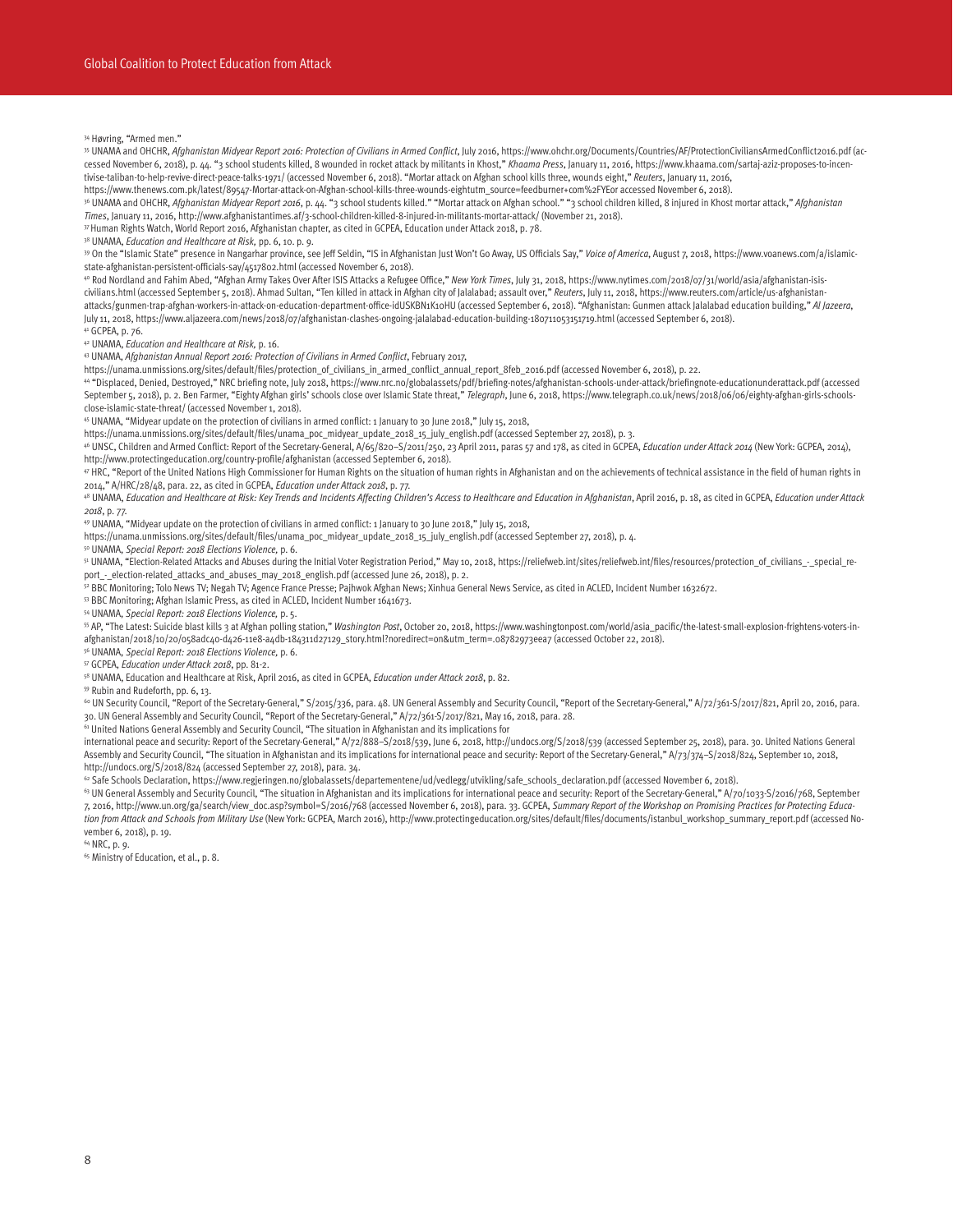[34] Høvring, "Armed men."

[35] UNAMA and OHCHR, *Afghanistan Midyear Report 2016: Protection of Civilians in Armed Conflict*, July 2016, https://www.ohchr.org/Documents/Countries/AF/ProtectionCiviliansArmedConflict2016.pdf (accessed November 6, 2018), p. 44. "3 school students killed, 8 wounded in rocket attack by militants in Khost," *Khaama Press*, January 11, 2016, https://www.khaama.com/sartaj-aziz-proposes-to-incentivise-taliban-to-help-revive-direct-peace-talks-1971/ (accessed November 6, 2018). "Mortar attack on Afghan school kills three, wounds eight," *Reuters*, January 11, 2016, https://www.thenews.com.pk/latest/89547-Mortar-attack-on-Afghan-school-kills-three-wounds-eightutm_source=feedburner+com%2FYEor accessed November 6, 2018).

[36] UNAMA and OHCHR, *Afghanistan Midyear Report 2016*, p. 44. "3 school students killed." "Mortar attack on Afghan school." "3 school children killed, 8 injured in Khost mortar attack," *Afghanistan Times*, January 11, 2016, http://www.afghanistantimes.af/3-school-children-killed-8-injured-in-militants-mortar-attack/ (November 21, 2018).

[37] Human Rights Watch, World Report 2016, Afghanistan chapter, as cited in GCPEA, Education under Attack 2018, p. 78.

[38] UNAMA, *Education and Healthcare at Risk*, pp. 6, 10. p. 9.

[39] On the "Islamic State" presence in Nangarhar province, see Jeff Seldin, "IS in Afghanistan Just Won't Go Away, US Officials Say," *Voice of America*, August 7, 2018, https://www.voanews.com/a/islamic-state-afghanistan-persistent-officials-say/4517802.html (accessed November 6, 2018).

[40] Rod Nordland and Fahim Abed, "Afghan Army Takes Over After ISIS Attacks a Refugee Office," *New York Times*, July 31, 2018, https://www.nytimes.com/2018/07/31/world/asia/afghanistan-isis-civilians.html (accessed September 5, 2018). Ahmad Sultan, "Ten killed in attack in Afghan city of Jalalabad; assault over," *Reuters*, July 11, 2018, https://www.reuters.com/article/us-afghanistan-attacks/gunmen-trap-afghan-workers-in-attack-on-education-department-office-idUSKBN1K10HU (accessed September 6, 2018). "Afghanistan: Gunmen attack Jalalabad education building," *Al Jazeera*, July 11, 2018, https://www.aljazeera.com/news/2018/07/afghanistan-clashes-ongoing-jalalabad-education-building-180711053151719.html (accessed September 6, 2018).

[41] GCPEA, p. 76.

[42] UNAMA, *Education and Healthcare at Risk*, p. 16.

[43] UNAMA, *Afghanistan Annual Report 2016: Protection of Civilians in Armed Conflict*, February 2017, https://unama.unmissions.org/sites/default/files/protection_of_civilians_in_armed_conflict_annual_report_8feb_2016.pdf (accessed November 6, 2018), p. 22.

[44] "Displaced, Denied, Destroyed," NRC briefing note, July 2018, https://www.nrc.no/globalassets/pdf/briefing-notes/afghanistan-schools-under-attack/briefingnote-educationunderattack.pdf (accessed September 5, 2018), p. 2. Ben Farmer, "Eighty Afghan girls' schools close over Islamic State threat," *Telegraph*, June 6, 2018, https://www.telegraph.co.uk/news/2018/06/06/eighty-afghan-girls-schools-close-islamic-state-threat/ (accessed November 1, 2018).

[45] UNAMA, "Midyear update on the protection of civilians in armed conflict: 1 January to 30 June 2018," July 15, 2018, https://unama.unmissions.org/sites/default/files/unama_poc_midyear_update_2018_15_july_english.pdf (accessed September 27, 2018), p. 3.

[46] UNSC, Children and Armed Conflict: Report of the Secretary-General, A/65/820–S/2011/250, 23 April 2011, paras 57 and 178, as cited in GCPEA, *Education under Attack 2014* (New York: GCPEA, 2014), http://www.protectingeducation.org/country-profile/afghanistan (accessed September 6, 2018).

[47] HRC, "Report of the United Nations High Commissioner for Human Rights on the situation of human rights in Afghanistan and on the achievements of technical assistance in the field of human rights in 2014," A/HRC/28/48, para. 22, as cited in GCPEA, *Education under Attack 2018*, p. 77.

[48] UNAMA, *Education and Healthcare at Risk: Key Trends and Incidents Affecting Children's Access to Healthcare and Education in Afghanistan*, April 2016, p. 18, as cited in GCPEA, *Education under Attack 2018*, p. 77.

[49] UNAMA, "Midyear update on the protection of civilians in armed conflict: 1 January to 30 June 2018," July 15, 2018, https://unama.unmissions.org/sites/default/files/unama_poc_midyear_update_2018_15_july_english.pdf (accessed September 27, 2018), p. 4.

[50] UNAMA, *Special Report: 2018 Elections Violence*, p. 6.

[51] UNAMA, "Election-Related Attacks and Abuses during the Initial Voter Registration Period," May 10, 2018, https://reliefweb.int/sites/reliefweb.int/files/resources/protection_of_civilians_-_special_report_-_election-related_attacks_and_abuses_may_2018_english.pdf (accessed June 26, 2018), p. 2.

[52] BBC Monitoring; Tolo News TV; Negah TV; Agence France Presse; Pajhwok Afghan News; Xinhua General News Service, as cited in ACLED, Incident Number 1632672.

[53] BBC Monitoring; Afghan Islamic Press, as cited in ACLED, Incident Number 1641673.

[54] UNAMA, *Special Report: 2018 Elections Violence*, p. 5.

[55] AP, "The Latest: Suicide blast kills 3 at Afghan polling station," *Washington Post*, October 20, 2018, https://www.washingtonpost.com/world/asia_pacific/the-latest-small-explosion-frightens-voters-in-afghanistan/2018/10/20/058adc40-d426-11e8-a4db-184311d27129_story.html?noredirect=on&utm_term=.08782973eea7 (accessed October 22, 2018).

[56] UNAMA, *Special Report: 2018 Elections Violence*, p. 6.

[57] GCPEA, *Education under Attack 2018*, pp. 81-2.

[58] UNAMA, Education and Healthcare at Risk, April 2016, as cited in GCPEA, *Education under Attack 2018*, p. 82.

[59] Rubin and Rudeforth, pp. 6, 13.

[60] UN Security Council, "Report of the Secretary-General," S/2015/336, para. 48. UN General Assembly and Security Council, "Report of the Secretary-General," A/72/361-S/2017/821, April 20, 2016, para. 30. UN General Assembly and Security Council, "Report of the Secretary-General," A/72/361-S/2017/821, May 16, 2018, para. 28.

[61] United Nations General Assembly and Security Council, "The situation in Afghanistan and its implications for international peace and security: Report of the Secretary-General," A/72/888–S/2018/539, June 6, 2018, http://undocs.org/S/2018/539 (accessed September 25, 2018), para. 30. United Nations General Assembly and Security Council, "The situation in Afghanistan and its implications for international peace and security: Report of the Secretary-General," A/73/374–S/2018/824, September 10, 2018, http://undocs.org/S/2018/824 (accessed September 27, 2018), para. 34.

[62] Safe Schools Declaration, https://www.regjeringen.no/globalassets/departementene/ud/vedlegg/utvikling/safe_schools_declaration.pdf (accessed November 6, 2018).

[63] UN General Assembly and Security Council, "The situation in Afghanistan and its implications for international peace and security: Report of the Secretary-General," A/70/1033-S/2016/768, September 7, 2016, http://www.un.org/ga/search/view_doc.asp?symbol=S/2016/768 (accessed November 6, 2018), para. 33. GCPEA, *Summary Report of the Workshop on Promising Practices for Protecting Education from Attack and Schools from Military Use* (New York: GCPEA, March 2016), http://www.protectingeducation.org/sites/default/files/documents/istanbul_workshop_summary_report.pdf (accessed November 6, 2018), p. 19.

[64] NRC, p. 9.

[65] Ministry of Education, et al., p. 8.